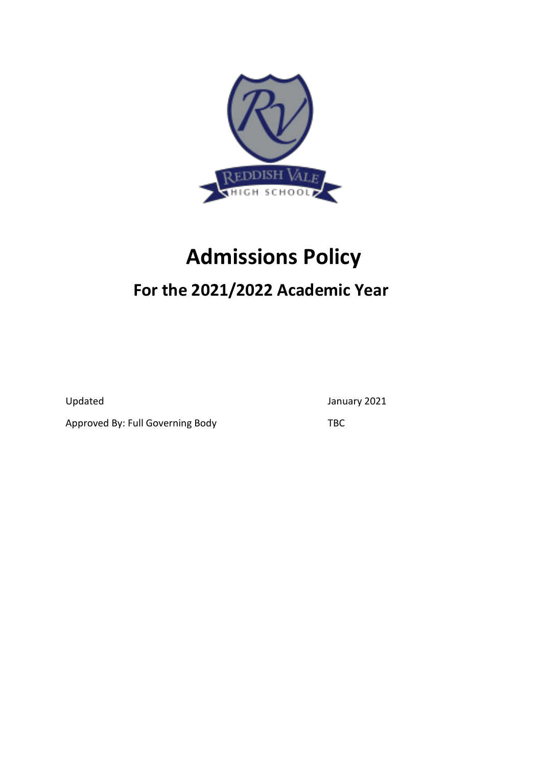# Admissions Policy

## For the 2021/2022 Academic Year

| | |
|---|---|
| Updated | January 2021 |
| Approved By: Full Governing Body | TBC |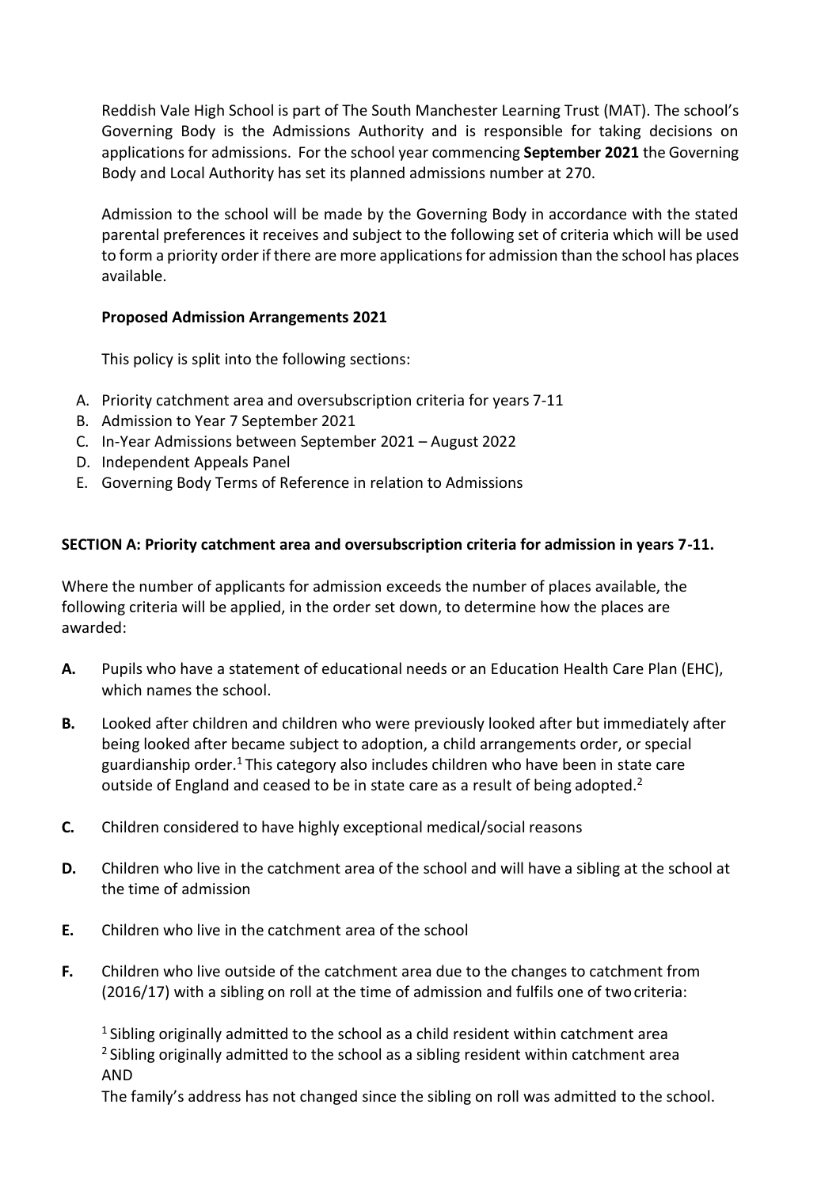Reddish Vale High School is part of The South Manchester Learning Trust (MAT). The school's Governing Body is the Admissions Authority and is responsible for taking decisions on applications for admissions. For the school year commencing **September 2021** the Governing Body and Local Authority has set its planned admissions number at 270.

Admission to the school will be made by the Governing Body in accordance with the stated parental preferences it receives and subject to the following set of criteria which will be used to form a priority order if there are more applications for admission than the school has places available.

**Proposed Admission Arrangements 2021**

This policy is split into the following sections:

A. Priority catchment area and oversubscription criteria for years 7-11
B. Admission to Year 7 September 2021
C. In-Year Admissions between September 2021 – August 2022
D. Independent Appeals Panel
E. Governing Body Terms of Reference in relation to Admissions

**SECTION A: Priority catchment area and oversubscription criteria for admission in years 7-11.**

Where the number of applicants for admission exceeds the number of places available, the following criteria will be applied, in the order set down, to determine how the places are awarded:

**A.** Pupils who have a statement of educational needs or an Education Health Care Plan (EHC), which names the school.

**B.** Looked after children and children who were previously looked after but immediately after being looked after became subject to adoption, a child arrangements order, or special guardianship order.[1] This category also includes children who have been in state care outside of England and ceased to be in state care as a result of being adopted.[2]

**C.** Children considered to have highly exceptional medical/social reasons

**D.** Children who live in the catchment area of the school and will have a sibling at the school at the time of admission

**E.** Children who live in the catchment area of the school

**F.** Children who live outside of the catchment area due to the changes to catchment from (2016/17) with a sibling on roll at the time of admission and fulfils one of two criteria:

[1] Sibling originally admitted to the school as a child resident within catchment area
[2] Sibling originally admitted to the school as a sibling resident within catchment area
AND
The family's address has not changed since the sibling on roll was admitted to the school.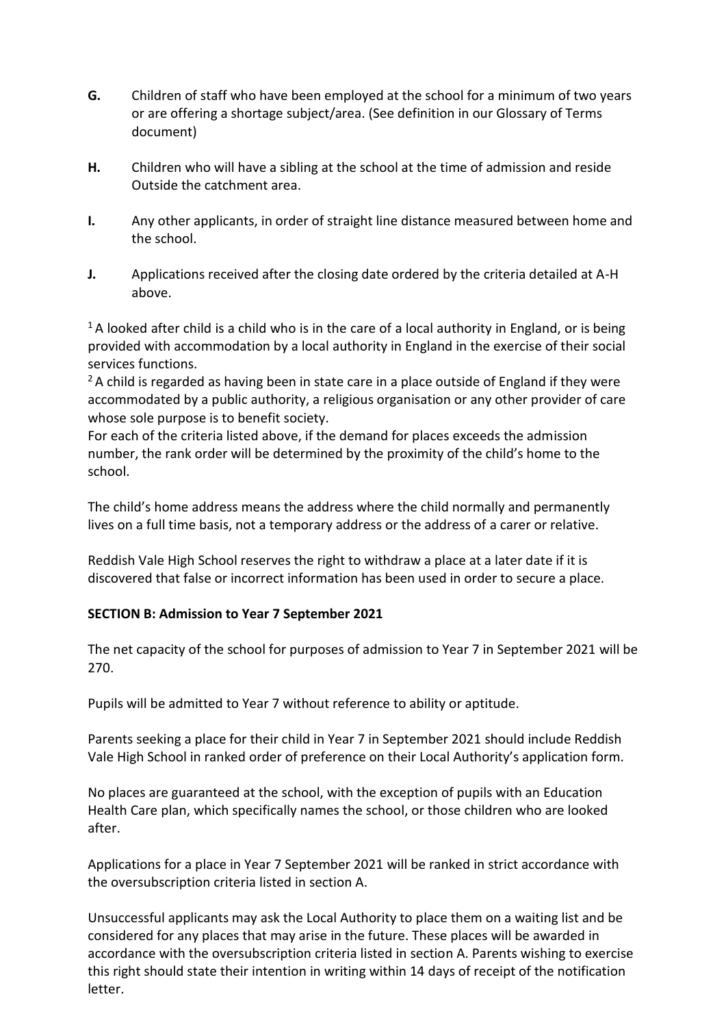**G.** Children of staff who have been employed at the school for a minimum of two years or are offering a shortage subject/area. (See definition in our Glossary of Terms document)

**H.** Children who will have a sibling at the school at the time of admission and reside Outside the catchment area.

**I.** Any other applicants, in order of straight line distance measured between home and the school.

**J.** Applications received after the closing date ordered by the criteria detailed at A-H above.

[1] A looked after child is a child who is in the care of a local authority in England, or is being provided with accommodation by a local authority in England in the exercise of their social services functions.

[2] A child is regarded as having been in state care in a place outside of England if they were accommodated by a public authority, a religious organisation or any other provider of care whose sole purpose is to benefit society.

For each of the criteria listed above, if the demand for places exceeds the admission number, the rank order will be determined by the proximity of the child's home to the school.

The child's home address means the address where the child normally and permanently lives on a full time basis, not a temporary address or the address of a carer or relative.

Reddish Vale High School reserves the right to withdraw a place at a later date if it is discovered that false or incorrect information has been used in order to secure a place.

**SECTION B: Admission to Year 7 September 2021**

The net capacity of the school for purposes of admission to Year 7 in September 2021 will be 270.

Pupils will be admitted to Year 7 without reference to ability or aptitude.

Parents seeking a place for their child in Year 7 in September 2021 should include Reddish Vale High School in ranked order of preference on their Local Authority's application form.

No places are guaranteed at the school, with the exception of pupils with an Education Health Care plan, which specifically names the school, or those children who are looked after.

Applications for a place in Year 7 September 2021 will be ranked in strict accordance with the oversubscription criteria listed in section A.

Unsuccessful applicants may ask the Local Authority to place them on a waiting list and be considered for any places that may arise in the future. These places will be awarded in accordance with the oversubscription criteria listed in section A. Parents wishing to exercise this right should state their intention in writing within 14 days of receipt of the notification letter.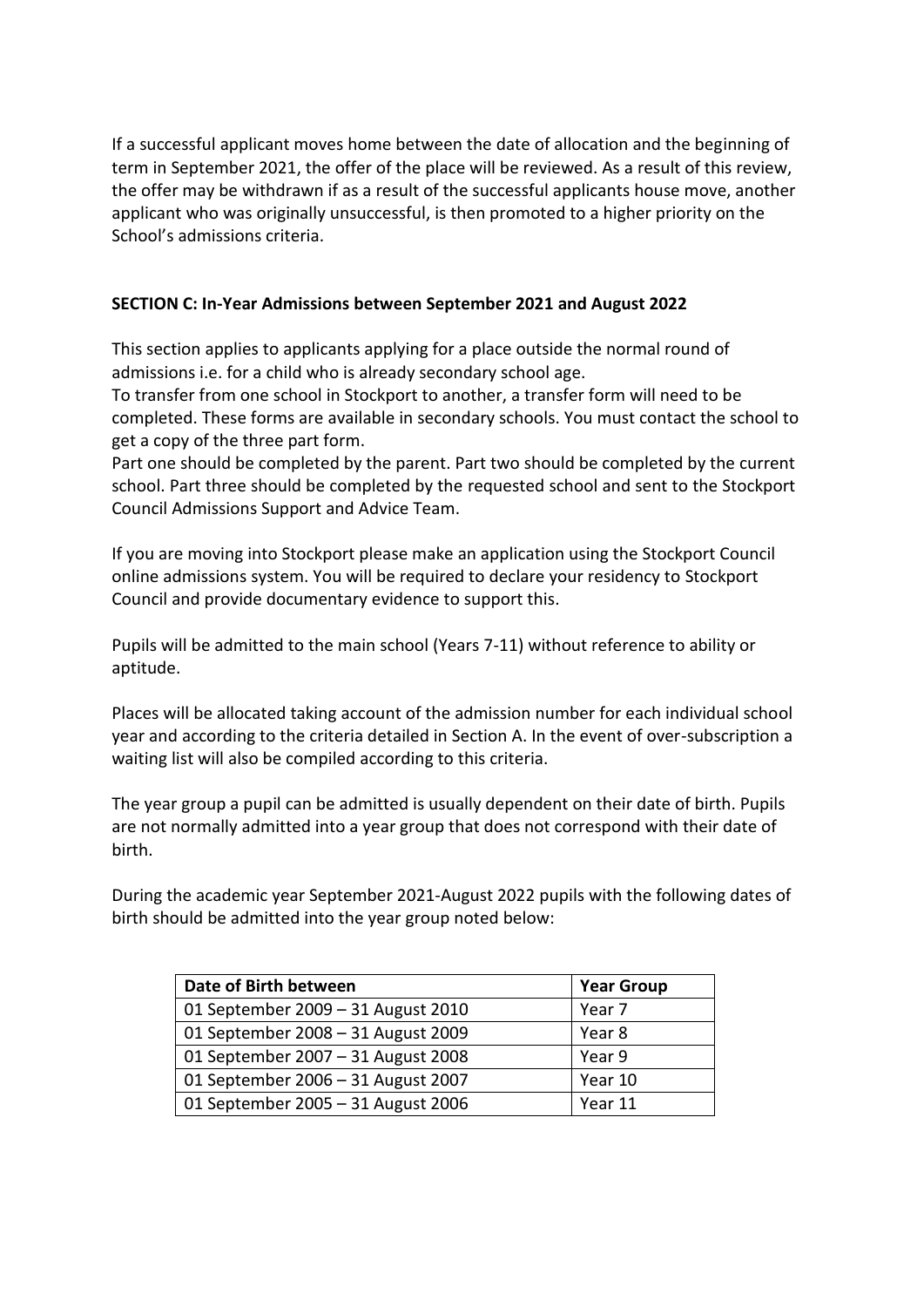If a successful applicant moves home between the date of allocation and the beginning of term in September 2021, the offer of the place will be reviewed. As a result of this review, the offer may be withdrawn if as a result of the successful applicants house move, another applicant who was originally unsuccessful, is then promoted to a higher priority on the School's admissions criteria.

**SECTION C: In-Year Admissions between September 2021 and August 2022**

This section applies to applicants applying for a place outside the normal round of admissions i.e. for a child who is already secondary school age.
To transfer from one school in Stockport to another, a transfer form will need to be completed. These forms are available in secondary schools. You must contact the school to get a copy of the three part form.
Part one should be completed by the parent. Part two should be completed by the current school. Part three should be completed by the requested school and sent to the Stockport Council Admissions Support and Advice Team.

If you are moving into Stockport please make an application using the Stockport Council online admissions system. You will be required to declare your residency to Stockport Council and provide documentary evidence to support this.

Pupils will be admitted to the main school (Years 7-11) without reference to ability or aptitude.

Places will be allocated taking account of the admission number for each individual school year and according to the criteria detailed in Section A. In the event of over-subscription a waiting list will also be compiled according to this criteria.

The year group a pupil can be admitted is usually dependent on their date of birth. Pupils are not normally admitted into a year group that does not correspond with their date of birth.

During the academic year September 2021-August 2022 pupils with the following dates of birth should be admitted into the year group noted below:

| Date of Birth between | Year Group |
|---|---|
| 01 September 2009 – 31 August 2010 | Year 7 |
| 01 September 2008 – 31 August 2009 | Year 8 |
| 01 September 2007 – 31 August 2008 | Year 9 |
| 01 September 2006 – 31 August 2007 | Year 10 |
| 01 September 2005 – 31 August 2006 | Year 11 |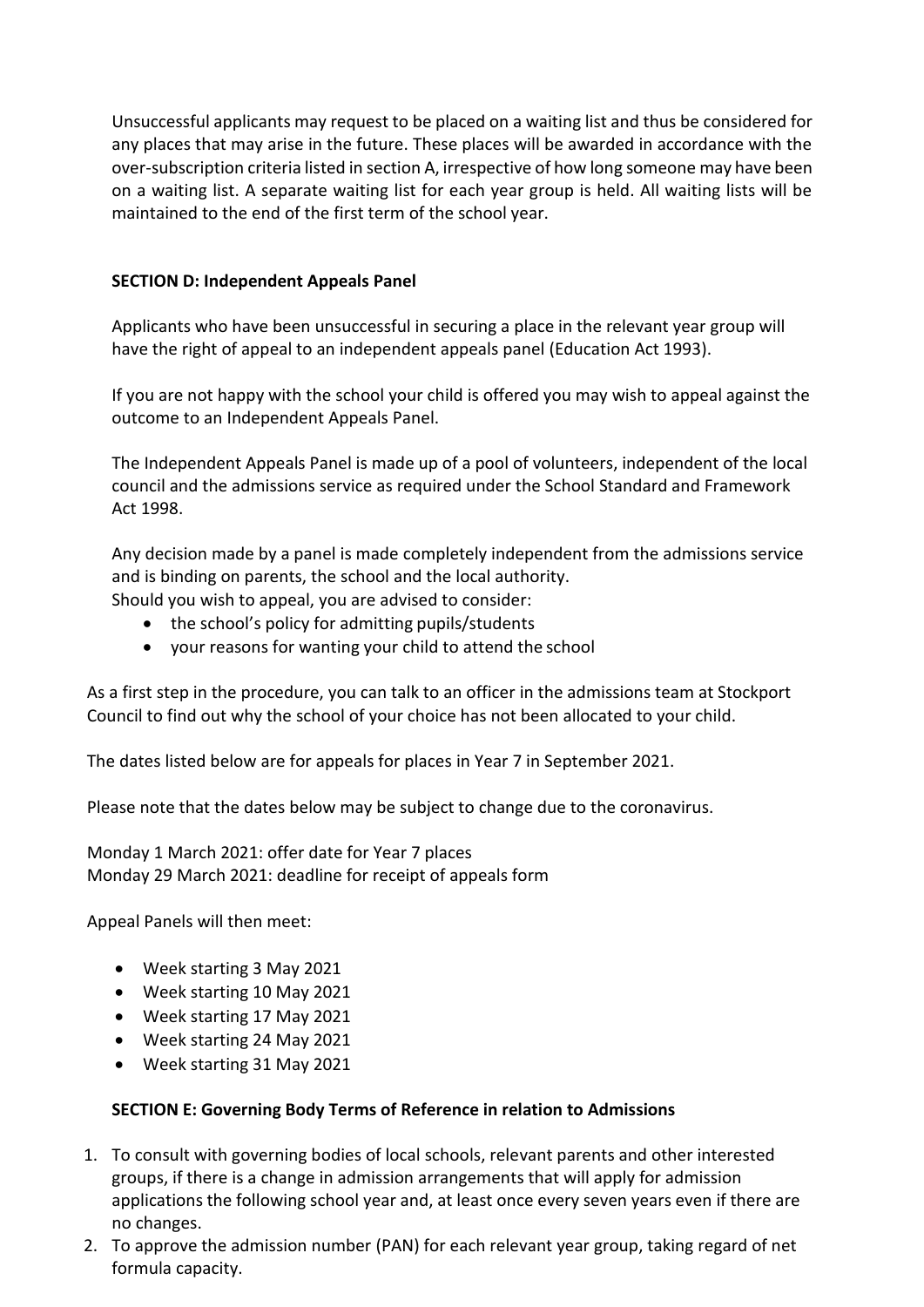Unsuccessful applicants may request to be placed on a waiting list and thus be considered for any places that may arise in the future. These places will be awarded in accordance with the over-subscription criteria listed in section A, irrespective of how long someone may have been on a waiting list. A separate waiting list for each year group is held. All waiting lists will be maintained to the end of the first term of the school year.

**SECTION D: Independent Appeals Panel**

Applicants who have been unsuccessful in securing a place in the relevant year group will have the right of appeal to an independent appeals panel (Education Act 1993).

If you are not happy with the school your child is offered you may wish to appeal against the outcome to an Independent Appeals Panel.

The Independent Appeals Panel is made up of a pool of volunteers, independent of the local council and the admissions service as required under the School Standard and Framework Act 1998.

Any decision made by a panel is made completely independent from the admissions service and is binding on parents, the school and the local authority.
Should you wish to appeal, you are advised to consider:

- the school's policy for admitting pupils/students
- your reasons for wanting your child to attend the school

As a first step in the procedure, you can talk to an officer in the admissions team at Stockport Council to find out why the school of your choice has not been allocated to your child.

The dates listed below are for appeals for places in Year 7 in September 2021.

Please note that the dates below may be subject to change due to the coronavirus.

Monday 1 March 2021: offer date for Year 7 places
Monday 29 March 2021: deadline for receipt of appeals form

Appeal Panels will then meet:

- Week starting 3 May 2021
- Week starting 10 May 2021
- Week starting 17 May 2021
- Week starting 24 May 2021
- Week starting 31 May 2021

**SECTION E: Governing Body Terms of Reference in relation to Admissions**

1. To consult with governing bodies of local schools, relevant parents and other interested groups, if there is a change in admission arrangements that will apply for admission applications the following school year and, at least once every seven years even if there are no changes.
2. To approve the admission number (PAN) for each relevant year group, taking regard of net formula capacity.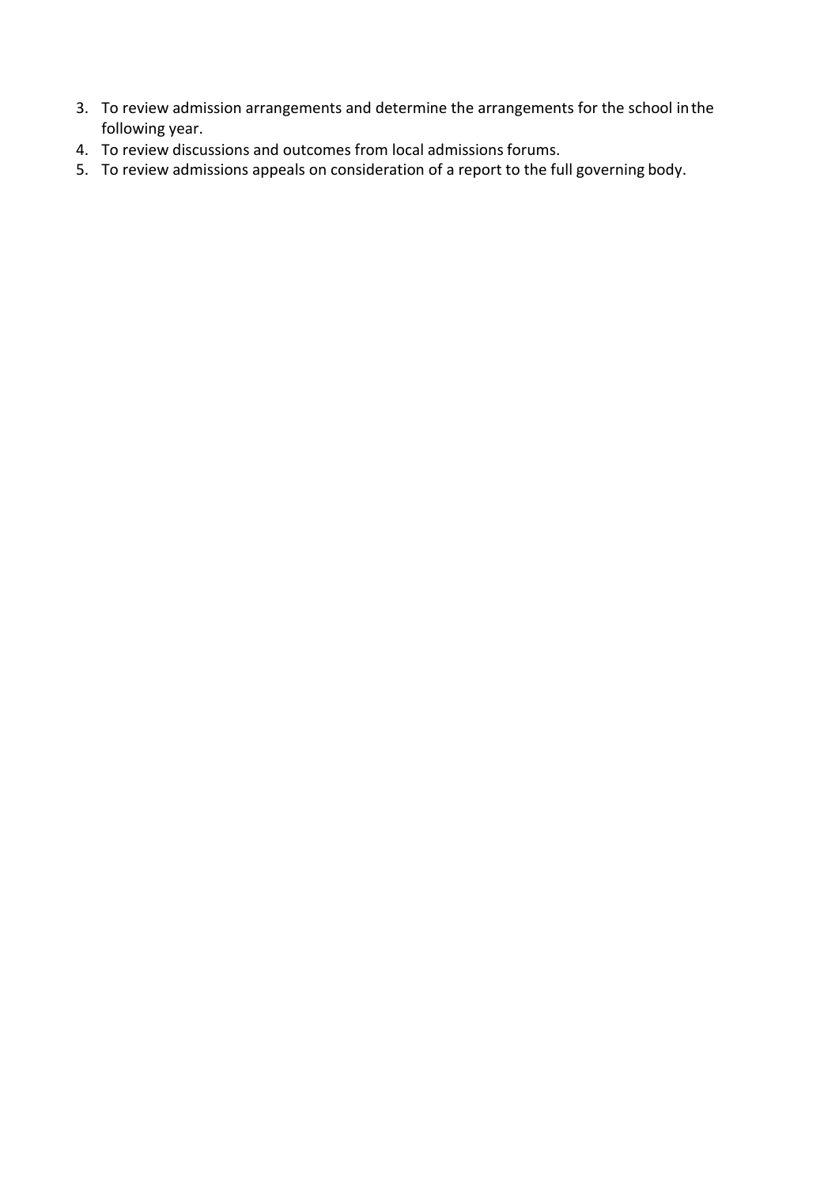3. To review admission arrangements and determine the arrangements for the school in the following year.
4. To review discussions and outcomes from local admissions forums.
5. To review admissions appeals on consideration of a report to the full governing body.